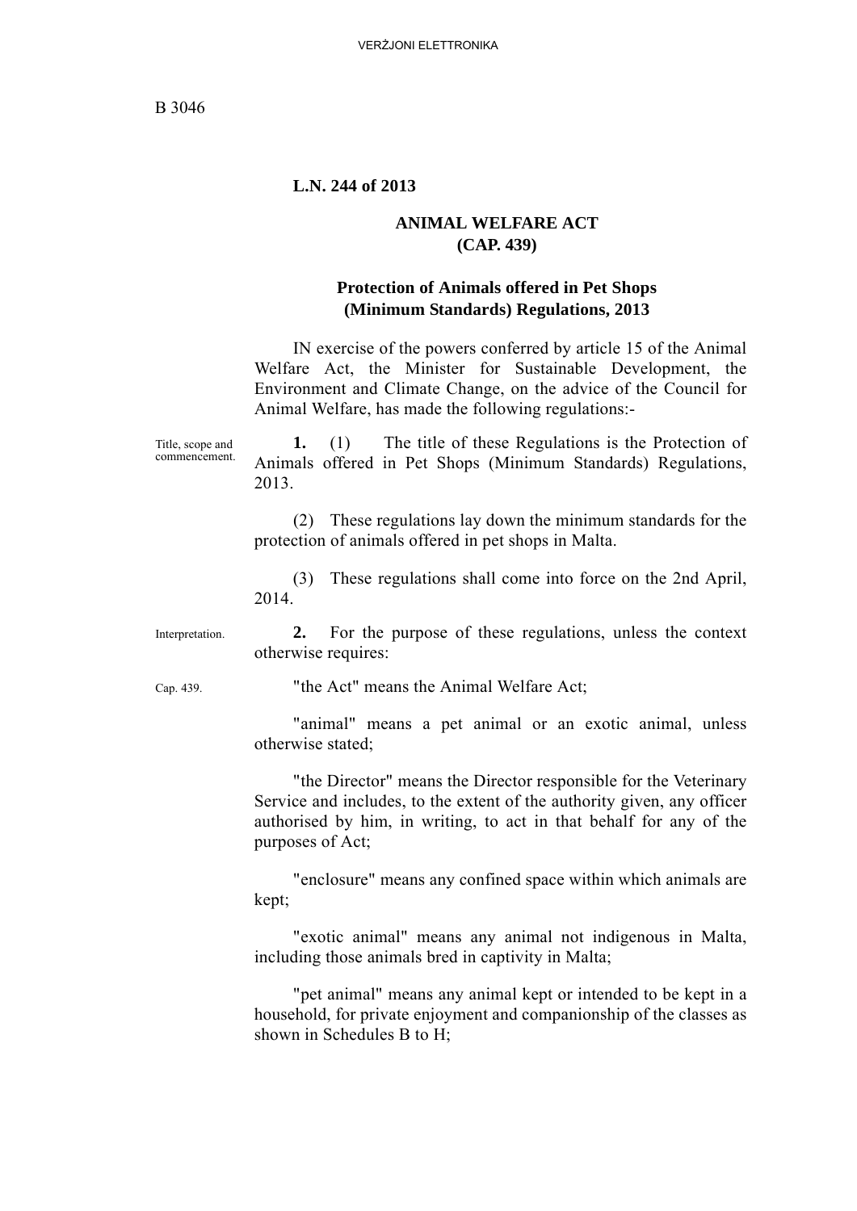**L.N. 244 of 2013**

## ANIMAL WELFARE ACT
## (CAP. 439)

### Protection of Animals offered in Pet Shops (Minimum Standards) Regulations, 2013

IN exercise of the powers conferred by article 15 of the Animal Welfare Act, the Minister for Sustainable Development, the Environment and Climate Change, on the advice of the Council for Animal Welfare, has made the following regulations:-

Title, scope and commencement.

**1.** (1) The title of these Regulations is the Protection of Animals offered in Pet Shops (Minimum Standards) Regulations, 2013.

(2) These regulations lay down the minimum standards for the protection of animals offered in pet shops in Malta.

(3) These regulations shall come into force on the 2nd April, 2014.

Interpretation.

**2.** For the purpose of these regulations, unless the context otherwise requires:

Cap. 439.

"the Act" means the Animal Welfare Act;

"animal" means a pet animal or an exotic animal, unless otherwise stated;

"the Director" means the Director responsible for the Veterinary Service and includes, to the extent of the authority given, any officer authorised by him, in writing, to act in that behalf for any of the purposes of Act;

"enclosure" means any confined space within which animals are kept;

"exotic animal" means any animal not indigenous in Malta, including those animals bred in captivity in Malta;

"pet animal" means any animal kept or intended to be kept in a household, for private enjoyment and companionship of the classes as shown in Schedules B to H;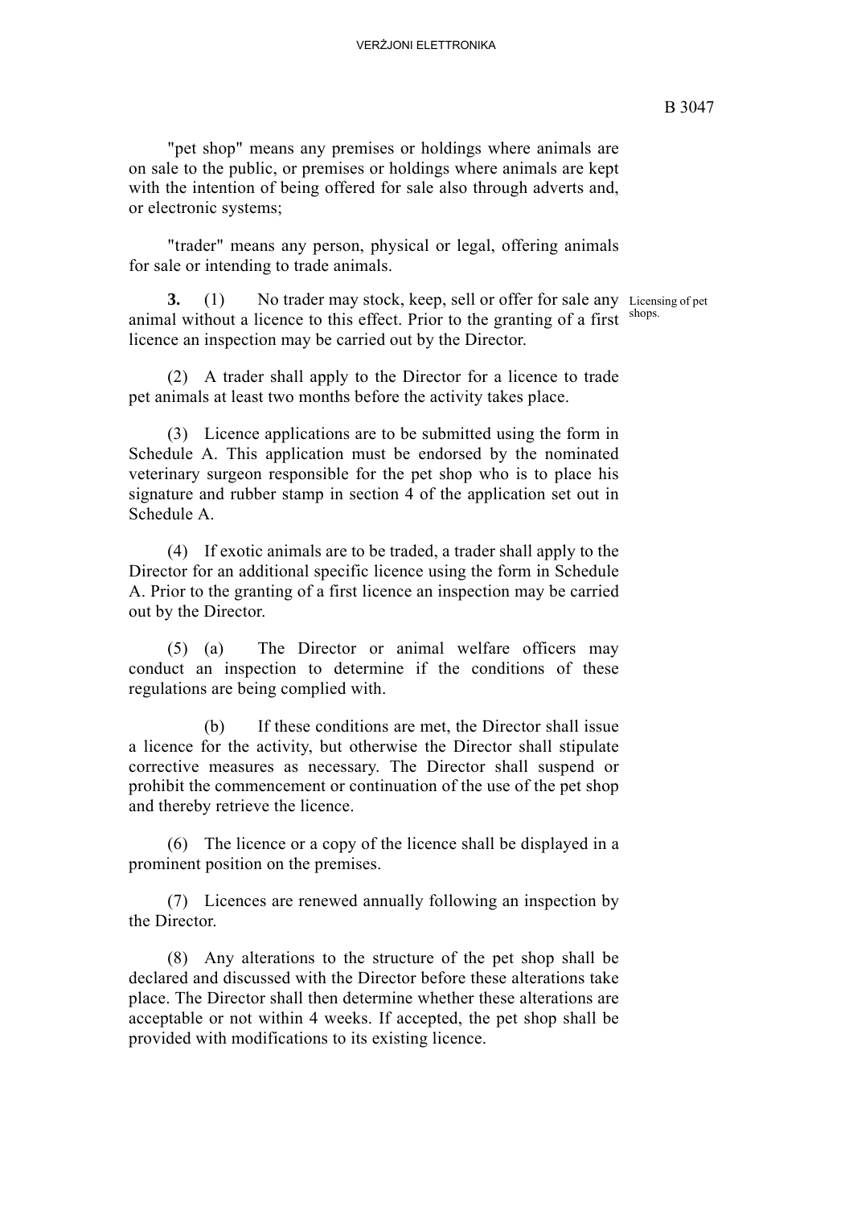"pet shop" means any premises or holdings where animals are on sale to the public, or premises or holdings where animals are kept with the intention of being offered for sale also through adverts and, or electronic systems;

"trader" means any person, physical or legal, offering animals for sale or intending to trade animals.

Licensing of pet shops.

**3.** (1) No trader may stock, keep, sell or offer for sale any animal without a licence to this effect. Prior to the granting of a first licence an inspection may be carried out by the Director.

(2) A trader shall apply to the Director for a licence to trade pet animals at least two months before the activity takes place.

(3) Licence applications are to be submitted using the form in Schedule A. This application must be endorsed by the nominated veterinary surgeon responsible for the pet shop who is to place his signature and rubber stamp in section 4 of the application set out in Schedule A.

(4) If exotic animals are to be traded, a trader shall apply to the Director for an additional specific licence using the form in Schedule A. Prior to the granting of a first licence an inspection may be carried out by the Director.

(5) (a) The Director or animal welfare officers may conduct an inspection to determine if the conditions of these regulations are being complied with.

(b) If these conditions are met, the Director shall issue a licence for the activity, but otherwise the Director shall stipulate corrective measures as necessary. The Director shall suspend or prohibit the commencement or continuation of the use of the pet shop and thereby retrieve the licence.

(6) The licence or a copy of the licence shall be displayed in a prominent position on the premises.

(7) Licences are renewed annually following an inspection by the Director.

(8) Any alterations to the structure of the pet shop shall be declared and discussed with the Director before these alterations take place. The Director shall then determine whether these alterations are acceptable or not within 4 weeks. If accepted, the pet shop shall be provided with modifications to its existing licence.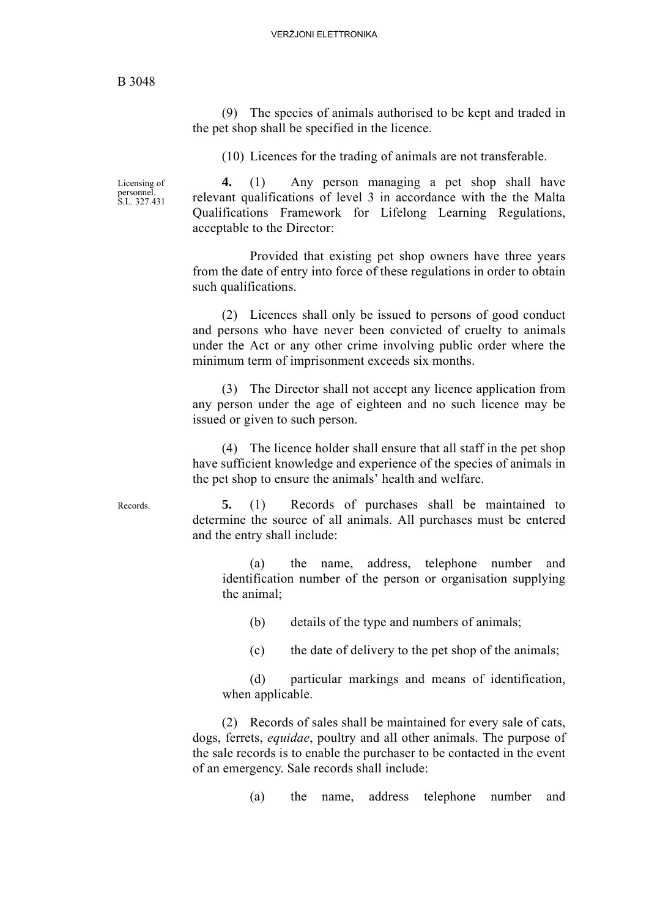(9) The species of animals authorised to be kept and traded in the pet shop shall be specified in the licence.

(10) Licences for the trading of animals are not transferable.

Licensing of personnel.
S.L. 327.431

**4.** (1) Any person managing a pet shop shall have relevant qualifications of level 3 in accordance with the the Malta Qualifications Framework for Lifelong Learning Regulations, acceptable to the Director:

Provided that existing pet shop owners have three years from the date of entry into force of these regulations in order to obtain such qualifications.

(2) Licences shall only be issued to persons of good conduct and persons who have never been convicted of cruelty to animals under the Act or any other crime involving public order where the minimum term of imprisonment exceeds six months.

(3) The Director shall not accept any licence application from any person under the age of eighteen and no such licence may be issued or given to such person.

(4) The licence holder shall ensure that all staff in the pet shop have sufficient knowledge and experience of the species of animals in the pet shop to ensure the animals' health and welfare.

Records.

**5.** (1) Records of purchases shall be maintained to determine the source of all animals. All purchases must be entered and the entry shall include:

(a) the name, address, telephone number and identification number of the person or organisation supplying the animal;

(b) details of the type and numbers of animals;

(c) the date of delivery to the pet shop of the animals;

(d) particular markings and means of identification, when applicable.

(2) Records of sales shall be maintained for every sale of cats, dogs, ferrets, *equidae*, poultry and all other animals. The purpose of the sale records is to enable the purchaser to be contacted in the event of an emergency. Sale records shall include:

(a) the name, address telephone number and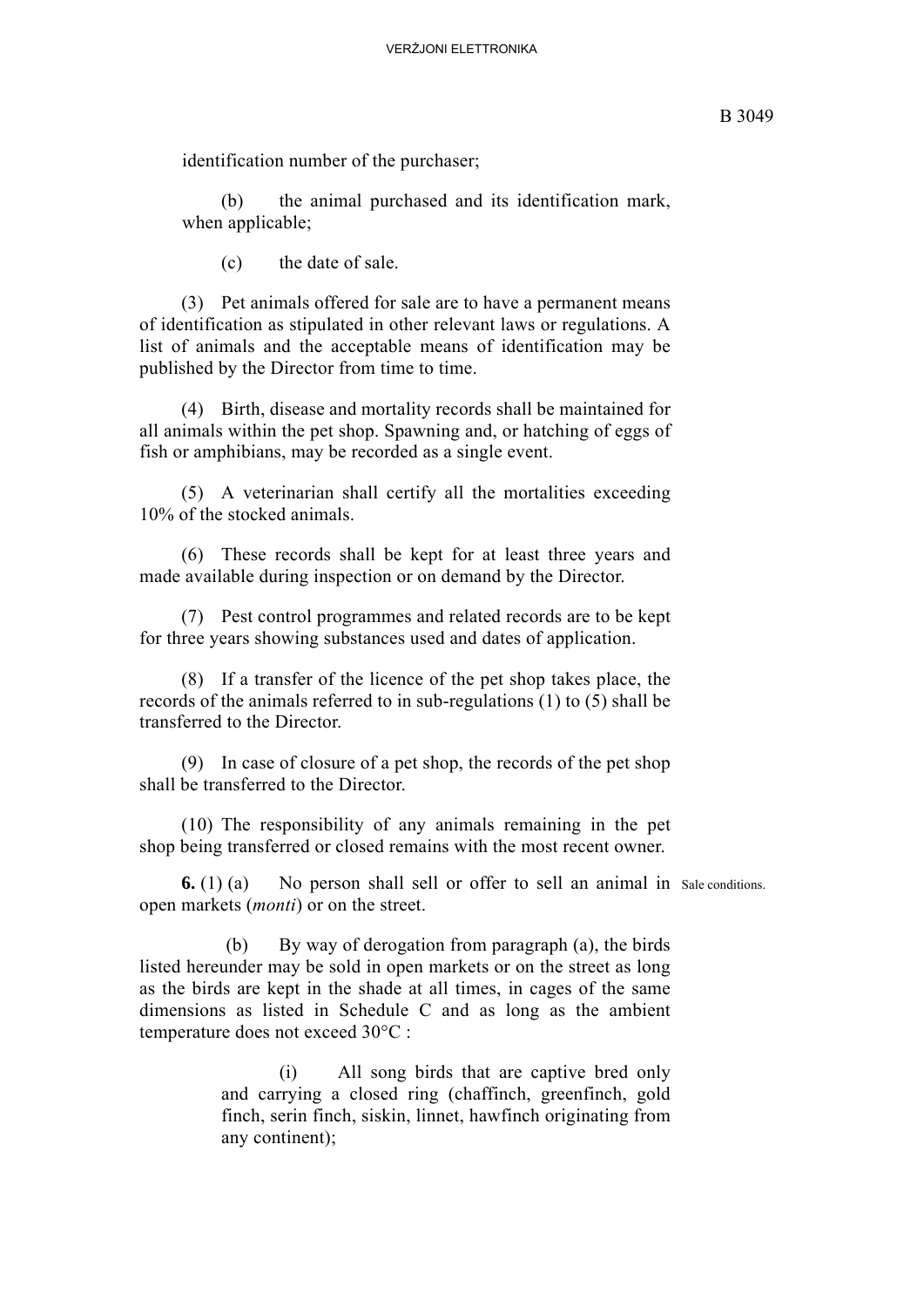identification number of the purchaser;

(b) the animal purchased and its identification mark, when applicable;

(c) the date of sale.

(3) Pet animals offered for sale are to have a permanent means of identification as stipulated in other relevant laws or regulations. A list of animals and the acceptable means of identification may be published by the Director from time to time.

(4) Birth, disease and mortality records shall be maintained for all animals within the pet shop. Spawning and, or hatching of eggs of fish or amphibians, may be recorded as a single event.

(5) A veterinarian shall certify all the mortalities exceeding 10% of the stocked animals.

(6) These records shall be kept for at least three years and made available during inspection or on demand by the Director.

(7) Pest control programmes and related records are to be kept for three years showing substances used and dates of application.

(8) If a transfer of the licence of the pet shop takes place, the records of the animals referred to in sub-regulations (1) to (5) shall be transferred to the Director.

(9) In case of closure of a pet shop, the records of the pet shop shall be transferred to the Director.

(10) The responsibility of any animals remaining in the pet shop being transferred or closed remains with the most recent owner.

Sale conditions.

**6.** (1) (a) No person shall sell or offer to sell an animal in open markets (*monti*) or on the street.

(b) By way of derogation from paragraph (a), the birds listed hereunder may be sold in open markets or on the street as long as the birds are kept in the shade at all times, in cages of the same dimensions as listed in Schedule C and as long as the ambient temperature does not exceed 30°C :

(i) All song birds that are captive bred only and carrying a closed ring (chaffinch, greenfinch, gold finch, serin finch, siskin, linnet, hawfinch originating from any continent);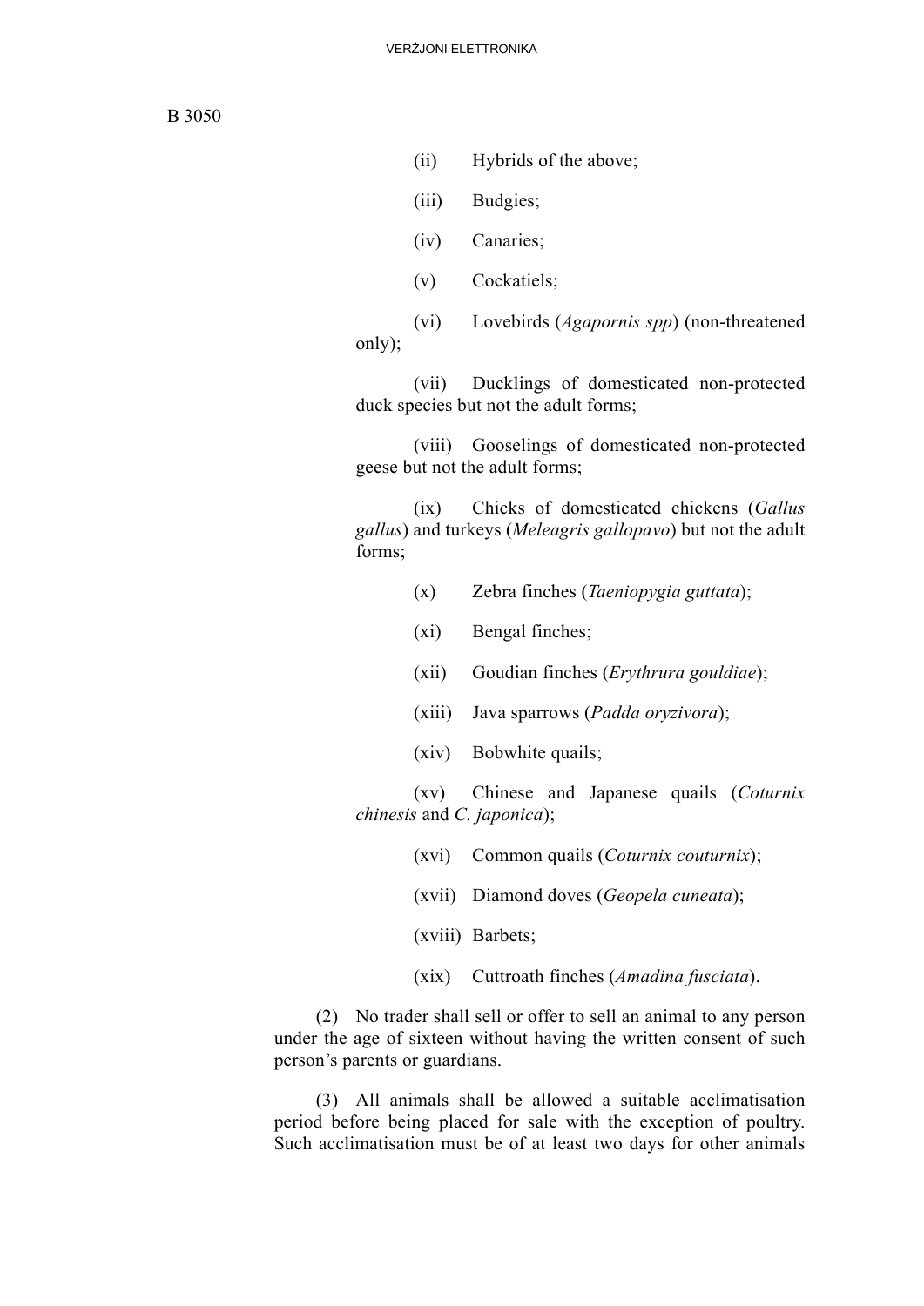(ii) Hybrids of the above;

(iii) Budgies;

(iv) Canaries;

(v) Cockatiels;

(vi) Lovebirds (*Agapornis spp*) (non-threatened only);

(vii) Ducklings of domesticated non-protected duck species but not the adult forms;

(viii) Gooselings of domesticated non-protected geese but not the adult forms;

(ix) Chicks of domesticated chickens (*Gallus gallus*) and turkeys (*Meleagris gallopavo*) but not the adult forms;

(x) Zebra finches (*Taeniopygia guttata*);

(xi) Bengal finches;

(xii) Goudian finches (*Erythrura gouldiae*);

(xiii) Java sparrows (*Padda oryzivora*);

(xiv) Bobwhite quails;

(xv) Chinese and Japanese quails (*Coturnix chinesis* and *C. japonica*);

(xvi) Common quails (*Coturnix couturnix*);

(xvii) Diamond doves (*Geopela cuneata*);

(xviii) Barbets;

(xix) Cuttroath finches (*Amadina fusciata*).

(2) No trader shall sell or offer to sell an animal to any person under the age of sixteen without having the written consent of such person's parents or guardians.

(3) All animals shall be allowed a suitable acclimatisation period before being placed for sale with the exception of poultry. Such acclimatisation must be of at least two days for other animals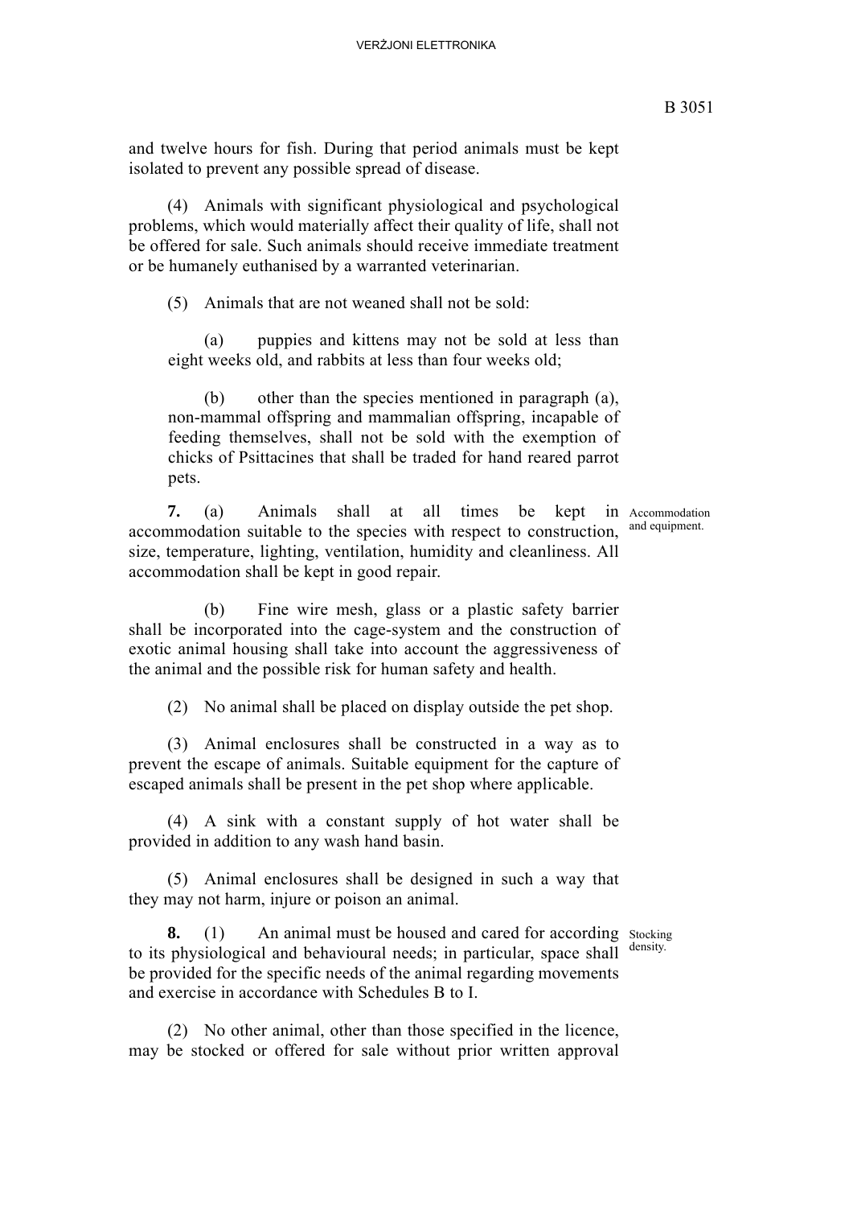and twelve hours for fish. During that period animals must be kept isolated to prevent any possible spread of disease.

(4) Animals with significant physiological and psychological problems, which would materially affect their quality of life, shall not be offered for sale. Such animals should receive immediate treatment or be humanely euthanised by a warranted veterinarian.

(5) Animals that are not weaned shall not be sold:

(a) puppies and kittens may not be sold at less than eight weeks old, and rabbits at less than four weeks old;

(b) other than the species mentioned in paragraph (a), non-mammal offspring and mammalian offspring, incapable of feeding themselves, shall not be sold with the exemption of chicks of Psittacines that shall be traded for hand reared parrot pets.

*Accommodation and equipment.*

**7.** (a) Animals shall at all times be kept in accommodation suitable to the species with respect to construction, size, temperature, lighting, ventilation, humidity and cleanliness. All accommodation shall be kept in good repair.

(b) Fine wire mesh, glass or a plastic safety barrier shall be incorporated into the cage-system and the construction of exotic animal housing shall take into account the aggressiveness of the animal and the possible risk for human safety and health.

(2) No animal shall be placed on display outside the pet shop.

(3) Animal enclosures shall be constructed in a way as to prevent the escape of animals. Suitable equipment for the capture of escaped animals shall be present in the pet shop where applicable.

(4) A sink with a constant supply of hot water shall be provided in addition to any wash hand basin.

(5) Animal enclosures shall be designed in such a way that they may not harm, injure or poison an animal.

*Stocking density.*

**8.** (1) An animal must be housed and cared for according to its physiological and behavioural needs; in particular, space shall be provided for the specific needs of the animal regarding movements and exercise in accordance with Schedules B to I.

(2) No other animal, other than those specified in the licence, may be stocked or offered for sale without prior written approval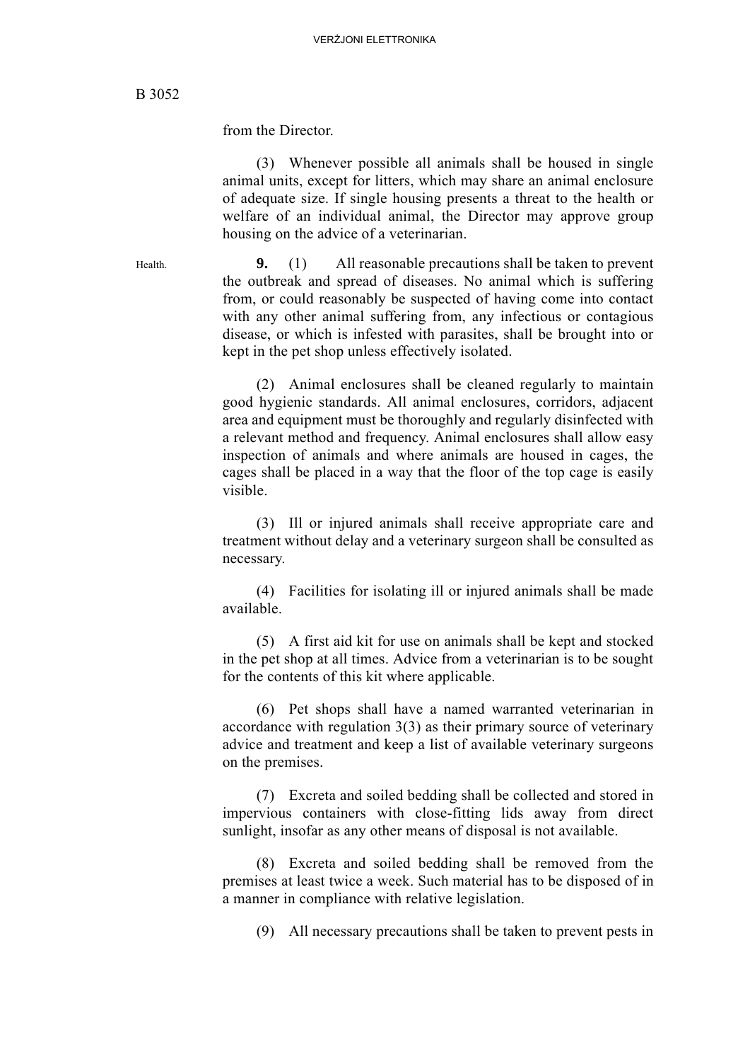from the Director.

(3) Whenever possible all animals shall be housed in single animal units, except for litters, which may share an animal enclosure of adequate size. If single housing presents a threat to the health or welfare of an individual animal, the Director may approve group housing on the advice of a veterinarian.

Health.

**9.** (1) All reasonable precautions shall be taken to prevent the outbreak and spread of diseases. No animal which is suffering from, or could reasonably be suspected of having come into contact with any other animal suffering from, any infectious or contagious disease, or which is infested with parasites, shall be brought into or kept in the pet shop unless effectively isolated.

(2) Animal enclosures shall be cleaned regularly to maintain good hygienic standards. All animal enclosures, corridors, adjacent area and equipment must be thoroughly and regularly disinfected with a relevant method and frequency. Animal enclosures shall allow easy inspection of animals and where animals are housed in cages, the cages shall be placed in a way that the floor of the top cage is easily visible.

(3) Ill or injured animals shall receive appropriate care and treatment without delay and a veterinary surgeon shall be consulted as necessary.

(4) Facilities for isolating ill or injured animals shall be made available.

(5) A first aid kit for use on animals shall be kept and stocked in the pet shop at all times. Advice from a veterinarian is to be sought for the contents of this kit where applicable.

(6) Pet shops shall have a named warranted veterinarian in accordance with regulation 3(3) as their primary source of veterinary advice and treatment and keep a list of available veterinary surgeons on the premises.

(7) Excreta and soiled bedding shall be collected and stored in impervious containers with close-fitting lids away from direct sunlight, insofar as any other means of disposal is not available.

(8) Excreta and soiled bedding shall be removed from the premises at least twice a week. Such material has to be disposed of in a manner in compliance with relative legislation.

(9) All necessary precautions shall be taken to prevent pests in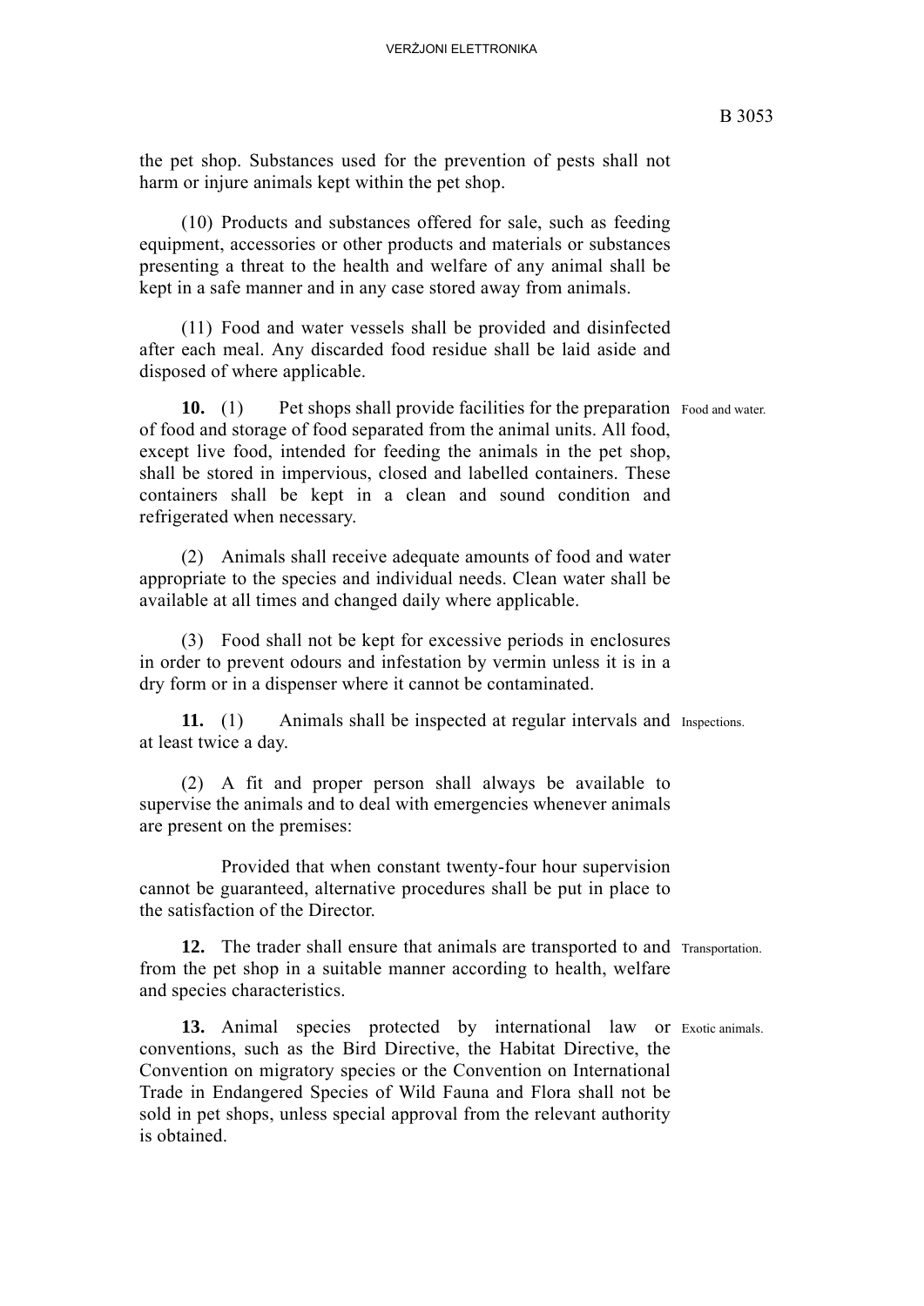the pet shop. Substances used for the prevention of pests shall not harm or injure animals kept within the pet shop.

(10) Products and substances offered for sale, such as feeding equipment, accessories or other products and materials or substances presenting a threat to the health and welfare of any animal shall be kept in a safe manner and in any case stored away from animals.

(11) Food and water vessels shall be provided and disinfected after each meal. Any discarded food residue shall be laid aside and disposed of where applicable.

Food and water.

**10.** (1) Pet shops shall provide facilities for the preparation of food and storage of food separated from the animal units. All food, except live food, intended for feeding the animals in the pet shop, shall be stored in impervious, closed and labelled containers. These containers shall be kept in a clean and sound condition and refrigerated when necessary.

(2) Animals shall receive adequate amounts of food and water appropriate to the species and individual needs. Clean water shall be available at all times and changed daily where applicable.

(3) Food shall not be kept for excessive periods in enclosures in order to prevent odours and infestation by vermin unless it is in a dry form or in a dispenser where it cannot be contaminated.

Inspections.

**11.** (1) Animals shall be inspected at regular intervals and at least twice a day.

(2) A fit and proper person shall always be available to supervise the animals and to deal with emergencies whenever animals are present on the premises:

Provided that when constant twenty-four hour supervision cannot be guaranteed, alternative procedures shall be put in place to the satisfaction of the Director.

Transportation.

**12.** The trader shall ensure that animals are transported to and from the pet shop in a suitable manner according to health, welfare and species characteristics.

Exotic animals.

**13.** Animal species protected by international law or conventions, such as the Bird Directive, the Habitat Directive, the Convention on migratory species or the Convention on International Trade in Endangered Species of Wild Fauna and Flora shall not be sold in pet shops, unless special approval from the relevant authority is obtained.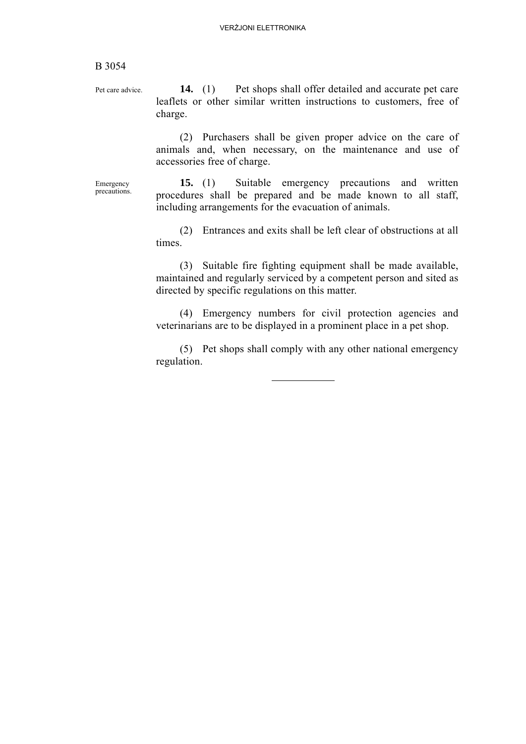Pet care advice.

**14.** (1) Pet shops shall offer detailed and accurate pet care leaflets or other similar written instructions to customers, free of charge.

(2) Purchasers shall be given proper advice on the care of animals and, when necessary, on the maintenance and use of accessories free of charge.

Emergency precautions.

**15.** (1) Suitable emergency precautions and written procedures shall be prepared and be made known to all staff, including arrangements for the evacuation of animals.

(2) Entrances and exits shall be left clear of obstructions at all times.

(3) Suitable fire fighting equipment shall be made available, maintained and regularly serviced by a competent person and sited as directed by specific regulations on this matter.

(4) Emergency numbers for civil protection agencies and veterinarians are to be displayed in a prominent place in a pet shop.

(5) Pet shops shall comply with any other national emergency regulation.

---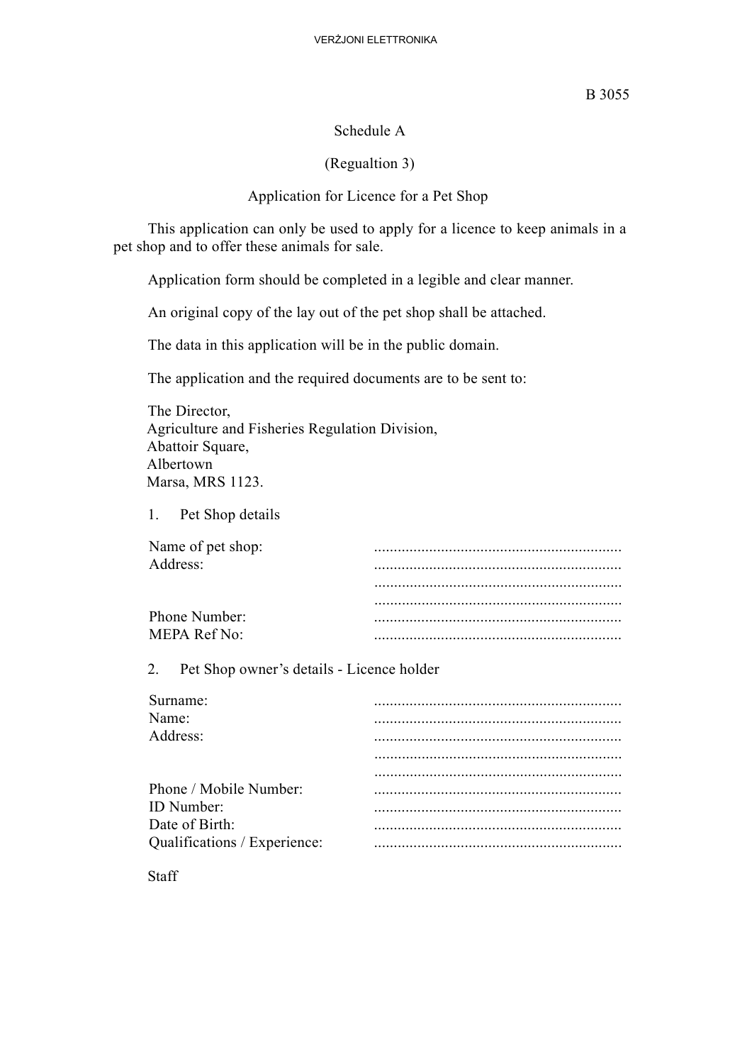Schedule A

(Regualtion 3)

Application for Licence for a Pet Shop

This application can only be used to apply for a licence to keep animals in a pet shop and to offer these animals for sale.

Application form should be completed in a legible and clear manner.

An original copy of the lay out of the pet shop shall be attached.

The data in this application will be in the public domain.

The application and the required documents are to be sent to:

The Director,
Agriculture and Fisheries Regulation Division,
Abattoir Square,
Albertown
Marsa, MRS 1123.

1. Pet Shop details

Name of pet shop: ...............................................................
Address: ...............................................................
...............................................................
...............................................................
Phone Number: ...............................................................
MEPA Ref No: ...............................................................

2. Pet Shop owner's details - Licence holder

Surname: ...............................................................
Name: ...............................................................
Address: ...............................................................
...............................................................
...............................................................
Phone / Mobile Number: ...............................................................
ID Number: ...............................................................
Date of Birth: ...............................................................
Qualifications / Experience: ...............................................................

Staff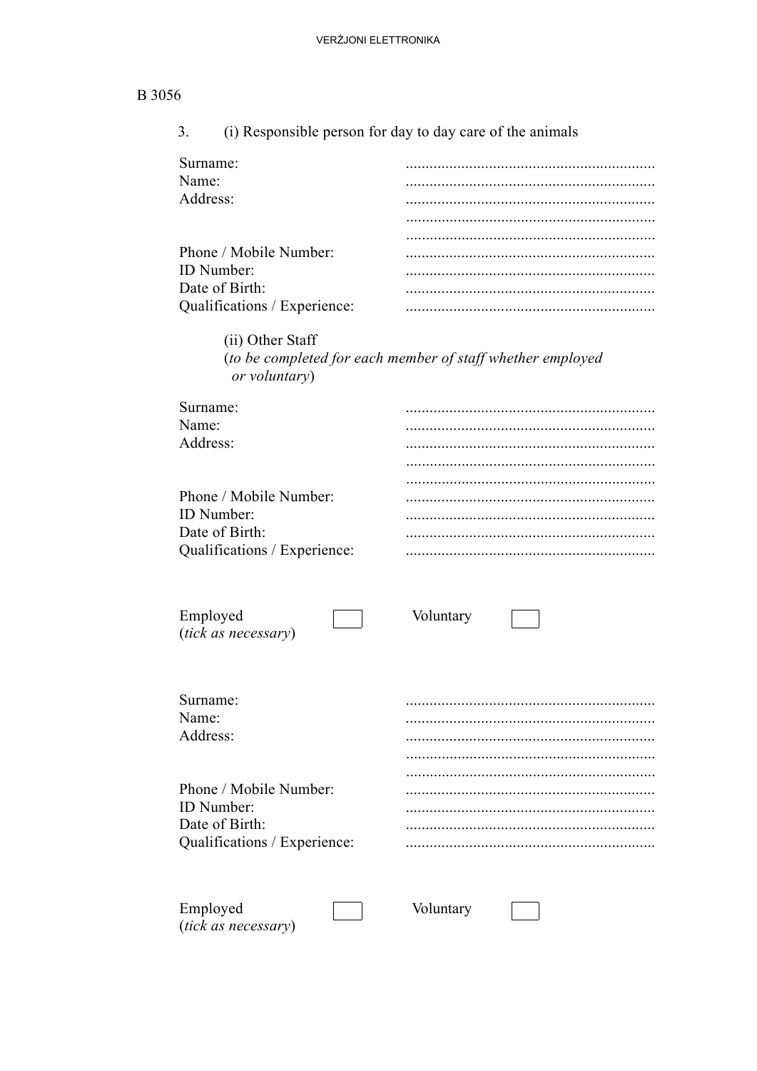B 3056

3. (i) Responsible person for day to day care of the animals

Surname: ..............................................................
Name: ..............................................................
Address: ..............................................................
..............................................................
..............................................................
Phone / Mobile Number: ..............................................................
ID Number: ..............................................................
Date of Birth: ..............................................................
Qualifications / Experience: ..............................................................

(ii) Other Staff
(*to be completed for each member of staff whether employed or voluntary*)

Surname: ..............................................................
Name: ..............................................................
Address: ..............................................................
..............................................................
..............................................................
Phone / Mobile Number: ..............................................................
ID Number: ..............................................................
Date of Birth: ..............................................................
Qualifications / Experience: ..............................................................

Employed ☐ Voluntary ☐
(*tick as necessary*)

Surname: ..............................................................
Name: ..............................................................
Address: ..............................................................
..............................................................
..............................................................
Phone / Mobile Number: ..............................................................
ID Number: ..............................................................
Date of Birth: ..............................................................
Qualifications / Experience: ..............................................................

Employed ☐ Voluntary ☐
(*tick as necessary*)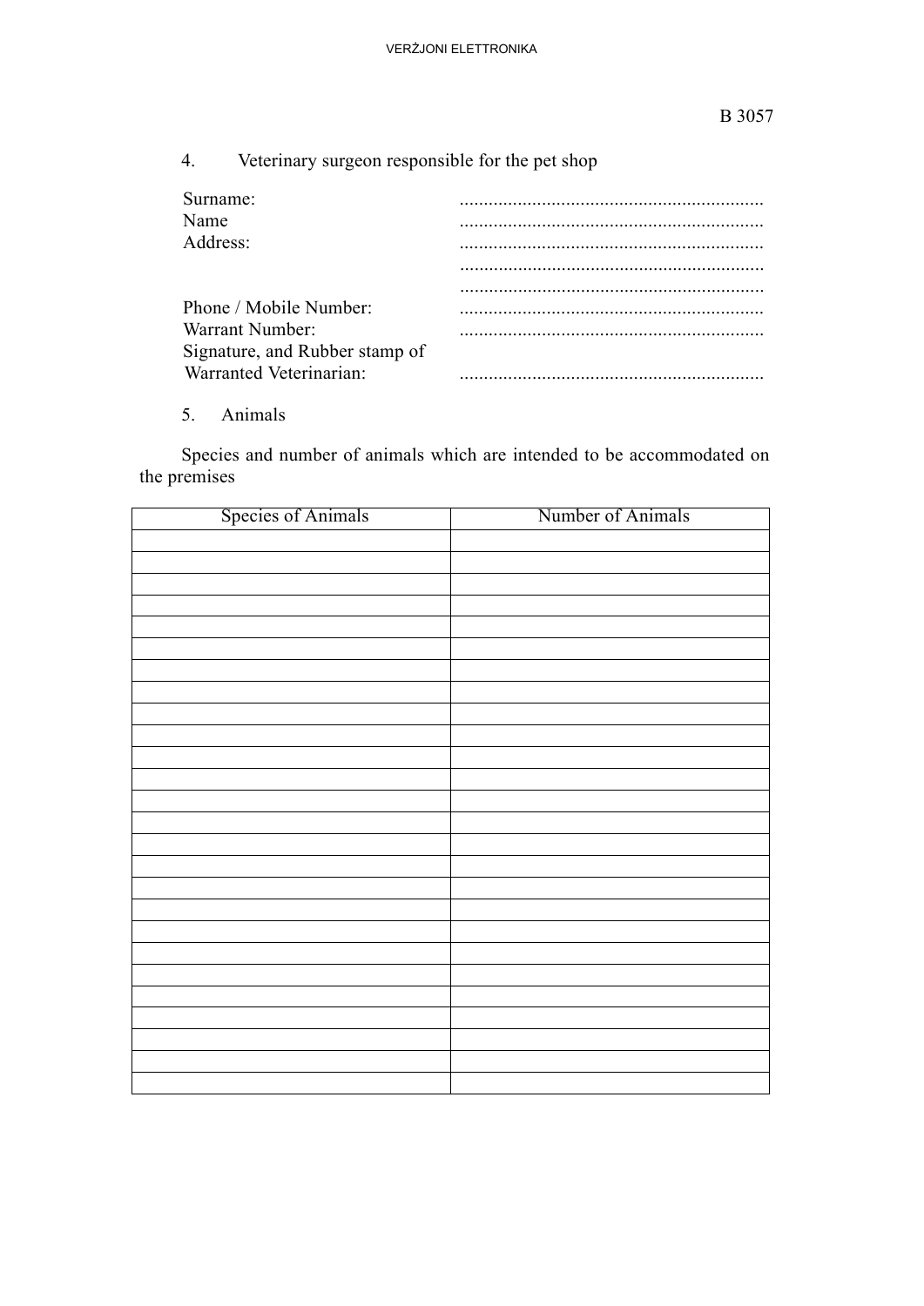4. Veterinary surgeon responsible for the pet shop

Surname: ..............................................................
Name ..............................................................
Address: ..............................................................
..............................................................
..............................................................
Phone / Mobile Number: ..............................................................
Warrant Number: ..............................................................
Signature, and Rubber stamp of Warranted Veterinarian: ..............................................................

5. Animals

Species and number of animals which are intended to be accommodated on the premises

| Species of Animals | Number of Animals |
|---|---|
| | |
| | |
| | |
| | |
| | |
| | |
| | |
| | |
| | |
| | |
| | |
| | |
| | |
| | |
| | |
| | |
| | |
| | |
| | |
| | |
| | |
| | |
| | |
| | |
| | |
| | |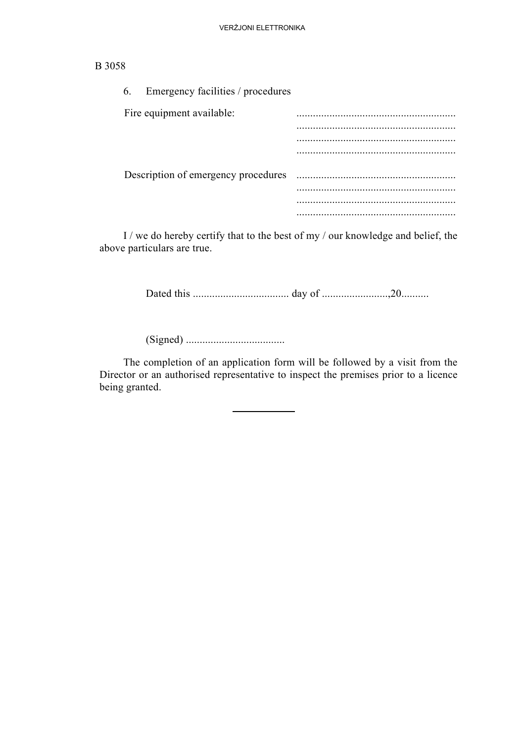6. Emergency facilities / procedures

Fire equipment available: ..........................................................
..........................................................
..........................................................
..........................................................

Description of emergency procedures ..........................................................
..........................................................
..........................................................
..........................................................

I / we do hereby certify that to the best of my / our knowledge and belief, the above particulars are true.

Dated this .................................. day of .......................,20..........

(Signed) ...................................

The completion of an application form will be followed by a visit from the Director or an authorised representative to inspect the premises prior to a licence being granted.

---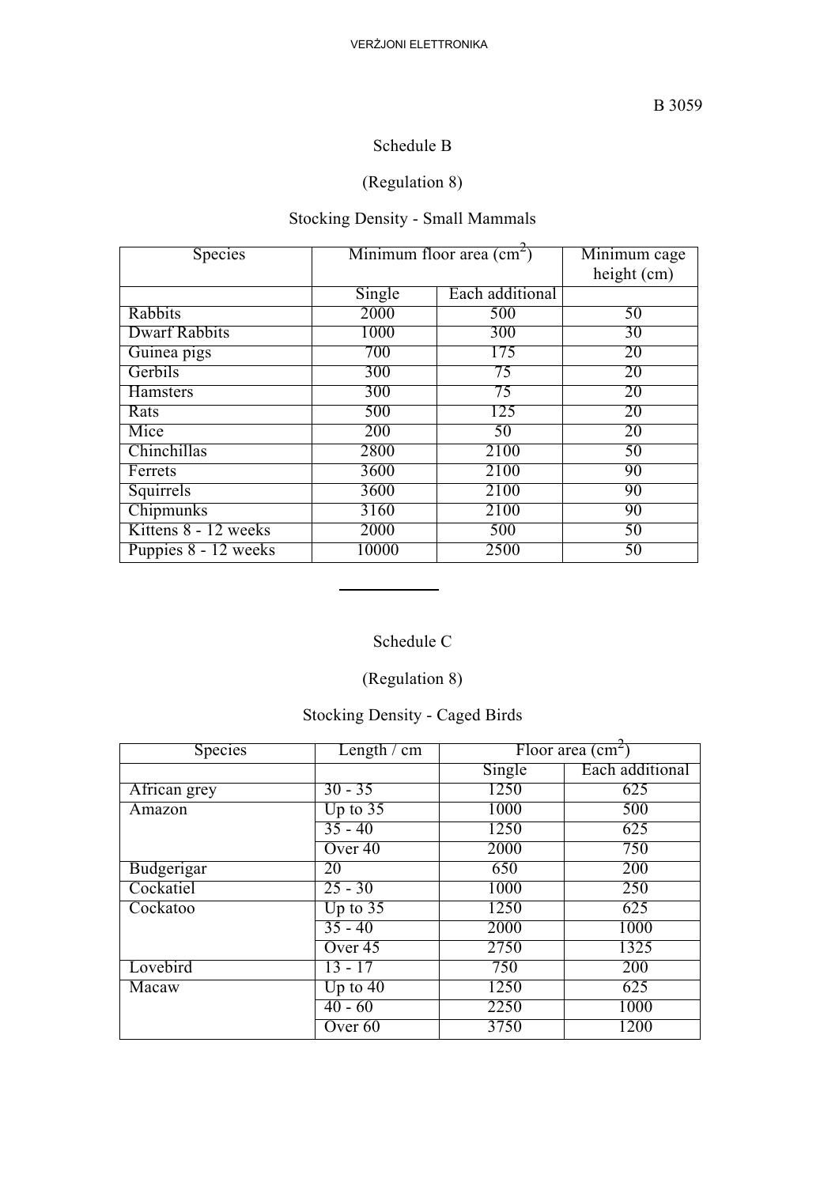Schedule B

(Regulation 8)

Stocking Density - Small Mammals

| Species | Minimum floor area ($cm^2$) | | Minimum cage height (cm) |
|---|---|---|---|
| | Single | Each additional | |
| Rabbits | 2000 | 500 | 50 |
| Dwarf Rabbits | 1000 | 300 | 30 |
| Guinea pigs | 700 | 175 | 20 |
| Gerbils | 300 | 75 | 20 |
| Hamsters | 300 | 75 | 20 |
| Rats | 500 | 125 | 20 |
| Mice | 200 | 50 | 20 |
| Chinchillas | 2800 | 2100 | 50 |
| Ferrets | 3600 | 2100 | 90 |
| Squirrels | 3600 | 2100 | 90 |
| Chipmunks | 3160 | 2100 | 90 |
| Kittens 8 - 12 weeks | 2000 | 500 | 50 |
| Puppies 8 - 12 weeks | 10000 | 2500 | 50 |

---

Schedule C

(Regulation 8)

Stocking Density - Caged Birds

| Species | Length / cm | Floor area ($cm^2$) | |
|---|---|---|---|
| | | Single | Each additional |
| African grey | 30 - 35 | 1250 | 625 |
| Amazon | Up to 35 | 1000 | 500 |
| | 35 - 40 | 1250 | 625 |
| | Over 40 | 2000 | 750 |
| Budgerigar | 20 | 650 | 200 |
| Cockatiel | 25 - 30 | 1000 | 250 |
| Cockatoo | Up to 35 | 1250 | 625 |
| | 35 - 40 | 2000 | 1000 |
| | Over 45 | 2750 | 1325 |
| Lovebird | 13 - 17 | 750 | 200 |
| Macaw | Up to 40 | 1250 | 625 |
| | 40 - 60 | 2250 | 1000 |
| | Over 60 | 3750 | 1200 |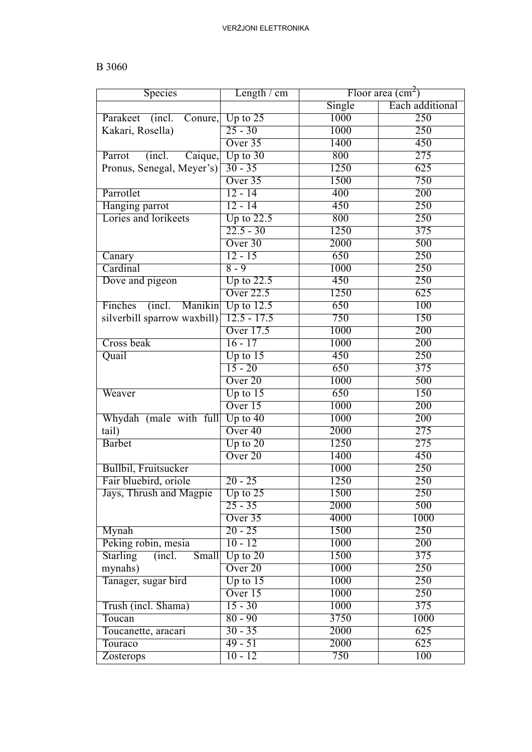B 3060

| Species | Length / cm | Floor area ($cm^2$) | |
|---|---|---|---|
| | | Single | Each additional |
| Parakeet (incl. Conure, Kakari, Rosella) | Up to 25 | 1000 | 250 |
| | 25 - 30 | 1000 | 250 |
| | Over 35 | 1400 | 450 |
| Parrot (incl. Caique, Pronus, Senegal, Meyer's) | Up to 30 | 800 | 275 |
| | 30 - 35 | 1250 | 625 |
| | Over 35 | 1500 | 750 |
| Parrotlet | 12 - 14 | 400 | 200 |
| Hanging parrot | 12 - 14 | 450 | 250 |
| Lories and lorikeets | Up to 22.5 | 800 | 250 |
| | 22.5 - 30 | 1250 | 375 |
| | Over 30 | 2000 | 500 |
| Canary | 12 - 15 | 650 | 250 |
| Cardinal | 8 - 9 | 1000 | 250 |
| Dove and pigeon | Up to 22.5 | 450 | 250 |
| | Over 22.5 | 1250 | 625 |
| Finches (incl. Manikin silverbill sparrow waxbill) | Up to 12.5 | 650 | 100 |
| | 12.5 - 17.5 | 750 | 150 |
| | Over 17.5 | 1000 | 200 |
| Cross beak | 16 - 17 | 1000 | 200 |
| Quail | Up to 15 | 450 | 250 |
| | 15 - 20 | 650 | 375 |
| | Over 20 | 1000 | 500 |
| Weaver | Up to 15 | 650 | 150 |
| | Over 15 | 1000 | 200 |
| Whydah (male with full tail) | Up to 40 | 1000 | 200 |
| | Over 40 | 2000 | 275 |
| Barbet | Up to 20 | 1250 | 275 |
| | Over 20 | 1400 | 450 |
| Bullbil, Fruitsucker | | 1000 | 250 |
| Fair bluebird, oriole | 20 - 25 | 1250 | 250 |
| Jays, Thrush and Magpie | Up to 25 | 1500 | 250 |
| | 25 - 35 | 2000 | 500 |
| | Over 35 | 4000 | 1000 |
| Mynah | 20 - 25 | 1500 | 250 |
| Peking robin, mesia | 10 - 12 | 1000 | 200 |
| Starling (incl. Small mynahs) | Up to 20 | 1500 | 375 |
| | Over 20 | 1000 | 250 |
| Tanager, sugar bird | Up to 15 | 1000 | 250 |
| | Over 15 | 1000 | 250 |
| Trush (incl. Shama) | 15 - 30 | 1000 | 375 |
| Toucan | 80 - 90 | 3750 | 1000 |
| Toucanette, aracari | 30 - 35 | 2000 | 625 |
| Touraco | 49 - 51 | 2000 | 625 |
| Zosterops | 10 - 12 | 750 | 100 |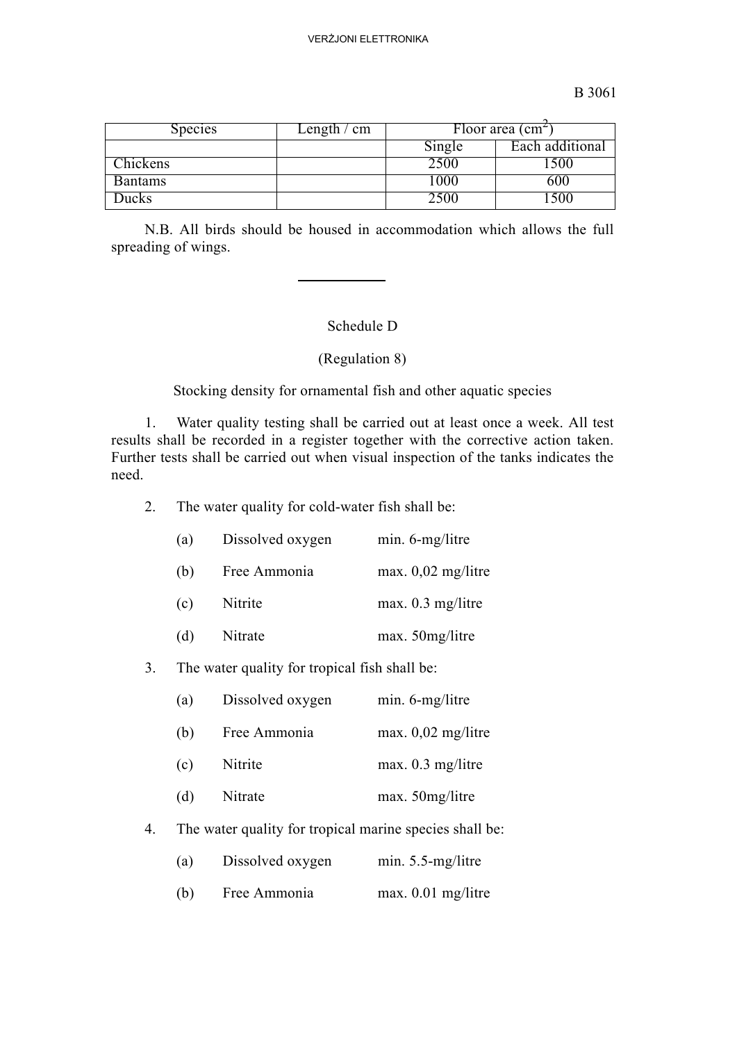| Species | Length / cm | Floor area ($cm^2$) | |
|---|---|---|---|
| | | Single | Each additional |
| Chickens | | 2500 | 1500 |
| Bantams | | 1000 | 600 |
| Ducks | | 2500 | 1500 |

N.B. All birds should be housed in accommodation which allows the full spreading of wings.

---

## Schedule D

(Regulation 8)

Stocking density for ornamental fish and other aquatic species

1. Water quality testing shall be carried out at least once a week. All test results shall be recorded in a register together with the corrective action taken. Further tests shall be carried out when visual inspection of the tanks indicates the need.

2. The water quality for cold-water fish shall be:

   (a) Dissolved oxygen min. 6-mg/litre

   (b) Free Ammonia max. 0,02 mg/litre

   (c) Nitrite max. 0.3 mg/litre

   (d) Nitrate max. 50mg/litre

3. The water quality for tropical fish shall be:

   (a) Dissolved oxygen min. 6-mg/litre

   (b) Free Ammonia max. 0,02 mg/litre

   (c) Nitrite max. 0.3 mg/litre

   (d) Nitrate max. 50mg/litre

4. The water quality for tropical marine species shall be:

   (a) Dissolved oxygen min. 5.5-mg/litre

   (b) Free Ammonia max. 0.01 mg/litre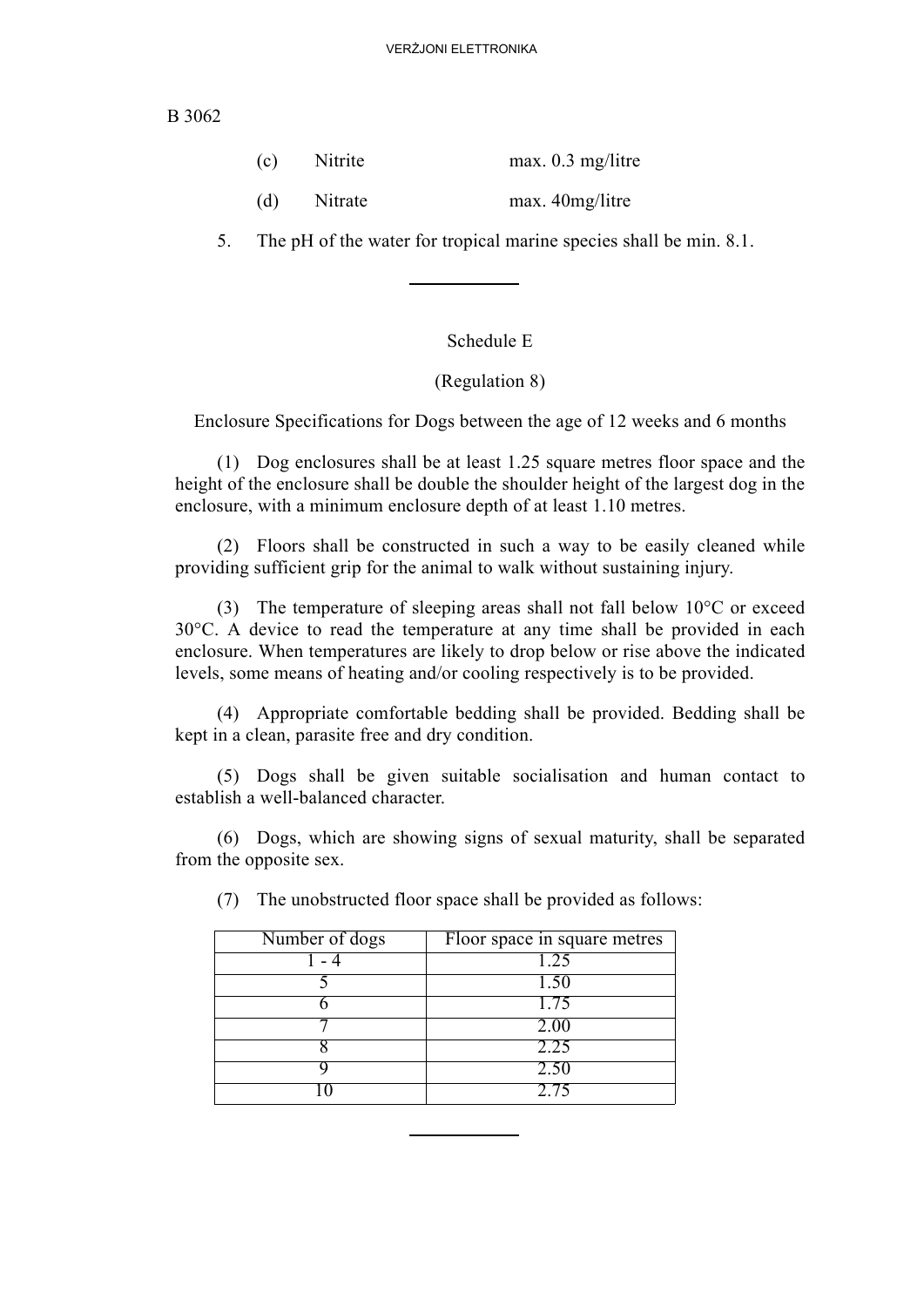(c) Nitrite max. 0.3 mg/litre

(d) Nitrate max. 40mg/litre

5. The pH of the water for tropical marine species shall be min. 8.1.

---

## Schedule E

(Regulation 8)

Enclosure Specifications for Dogs between the age of 12 weeks and 6 months

(1) Dog enclosures shall be at least 1.25 square metres floor space and the height of the enclosure shall be double the shoulder height of the largest dog in the enclosure, with a minimum enclosure depth of at least 1.10 metres.

(2) Floors shall be constructed in such a way to be easily cleaned while providing sufficient grip for the animal to walk without sustaining injury.

(3) The temperature of sleeping areas shall not fall below 10°C or exceed 30°C. A device to read the temperature at any time shall be provided in each enclosure. When temperatures are likely to drop below or rise above the indicated levels, some means of heating and/or cooling respectively is to be provided.

(4) Appropriate comfortable bedding shall be provided. Bedding shall be kept in a clean, parasite free and dry condition.

(5) Dogs shall be given suitable socialisation and human contact to establish a well-balanced character.

(6) Dogs, which are showing signs of sexual maturity, shall be separated from the opposite sex.

(7) The unobstructed floor space shall be provided as follows:

| Number of dogs | Floor space in square metres |
|---|---|
| 1 - 4 | 1.25 |
| 5 | 1.50 |
| 6 | 1.75 |
| 7 | 2.00 |
| 8 | 2.25 |
| 9 | 2.50 |
| 10 | 2.75 |

---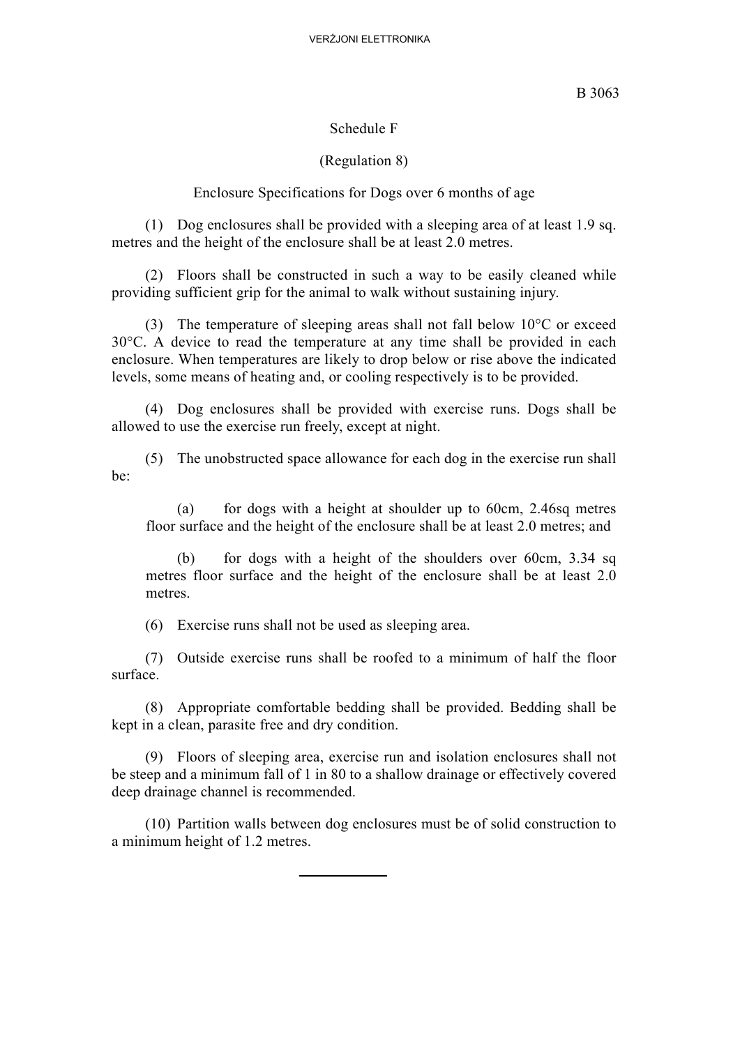## Schedule F

(Regulation 8)

### Enclosure Specifications for Dogs over 6 months of age

(1) Dog enclosures shall be provided with a sleeping area of at least 1.9 sq. metres and the height of the enclosure shall be at least 2.0 metres.

(2) Floors shall be constructed in such a way to be easily cleaned while providing sufficient grip for the animal to walk without sustaining injury.

(3) The temperature of sleeping areas shall not fall below 10°C or exceed 30°C. A device to read the temperature at any time shall be provided in each enclosure. When temperatures are likely to drop below or rise above the indicated levels, some means of heating and, or cooling respectively is to be provided.

(4) Dog enclosures shall be provided with exercise runs. Dogs shall be allowed to use the exercise run freely, except at night.

(5) The unobstructed space allowance for each dog in the exercise run shall be:

(a) for dogs with a height at shoulder up to 60cm, 2.46sq metres floor surface and the height of the enclosure shall be at least 2.0 metres; and

(b) for dogs with a height of the shoulders over 60cm, 3.34 sq metres floor surface and the height of the enclosure shall be at least 2.0 metres.

(6) Exercise runs shall not be used as sleeping area.

(7) Outside exercise runs shall be roofed to a minimum of half the floor surface.

(8) Appropriate comfortable bedding shall be provided. Bedding shall be kept in a clean, parasite free and dry condition.

(9) Floors of sleeping area, exercise run and isolation enclosures shall not be steep and a minimum fall of 1 in 80 to a shallow drainage or effectively covered deep drainage channel is recommended.

(10) Partition walls between dog enclosures must be of solid construction to a minimum height of 1.2 metres.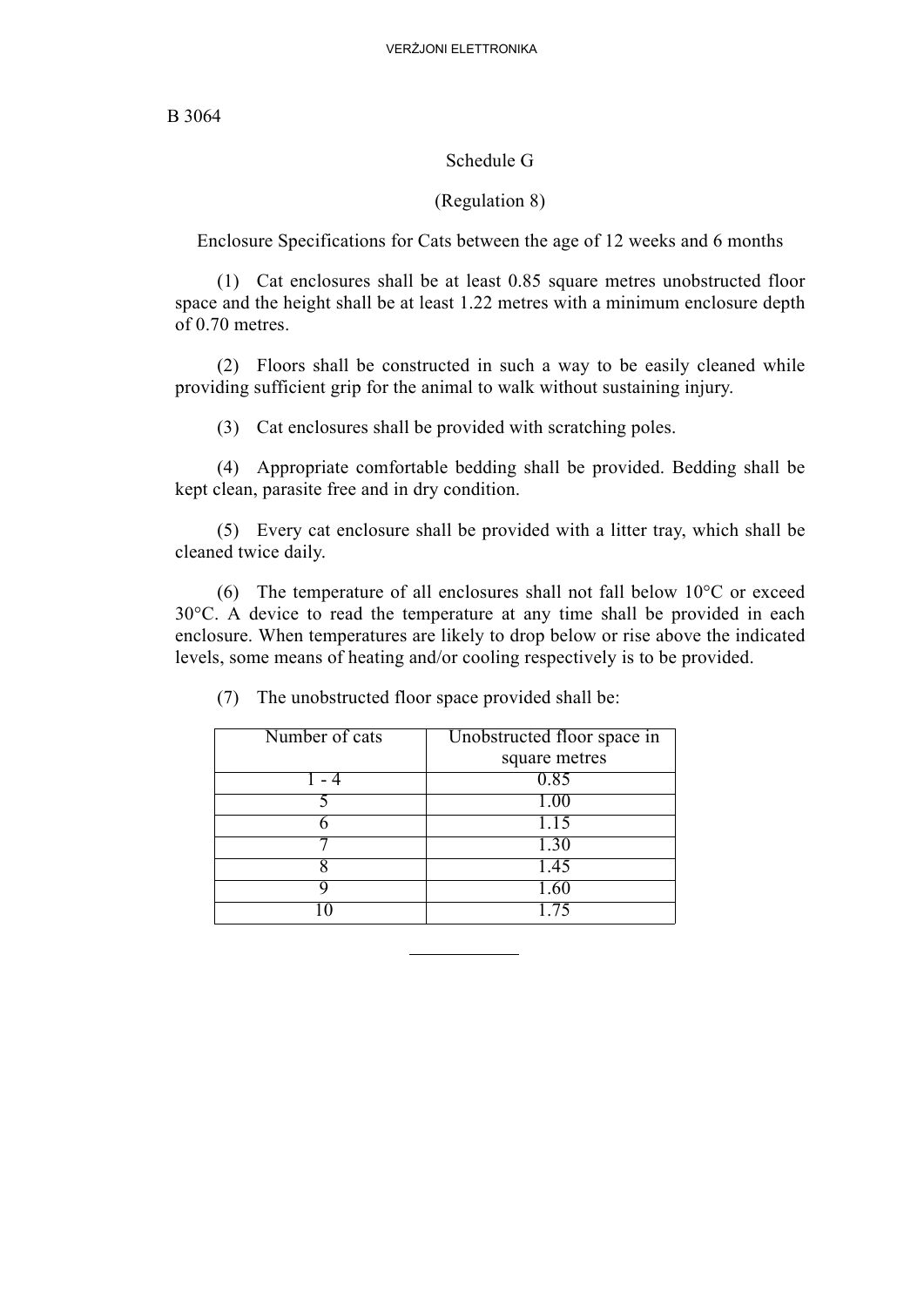## Schedule G

(Regulation 8)

Enclosure Specifications for Cats between the age of 12 weeks and 6 months

(1) Cat enclosures shall be at least 0.85 square metres unobstructed floor space and the height shall be at least 1.22 metres with a minimum enclosure depth of 0.70 metres.

(2) Floors shall be constructed in such a way to be easily cleaned while providing sufficient grip for the animal to walk without sustaining injury.

(3) Cat enclosures shall be provided with scratching poles.

(4) Appropriate comfortable bedding shall be provided. Bedding shall be kept clean, parasite free and in dry condition.

(5) Every cat enclosure shall be provided with a litter tray, which shall be cleaned twice daily.

(6) The temperature of all enclosures shall not fall below 10°C or exceed 30°C. A device to read the temperature at any time shall be provided in each enclosure. When temperatures are likely to drop below or rise above the indicated levels, some means of heating and/or cooling respectively is to be provided.

(7) The unobstructed floor space provided shall be:

| Number of cats | Unobstructed floor space in square metres |
|---|---|
| 1 - 4 | 0.85 |
| 5 | 1.00 |
| 6 | 1.15 |
| 7 | 1.30 |
| 8 | 1.45 |
| 9 | 1.60 |
| 10 | 1.75 |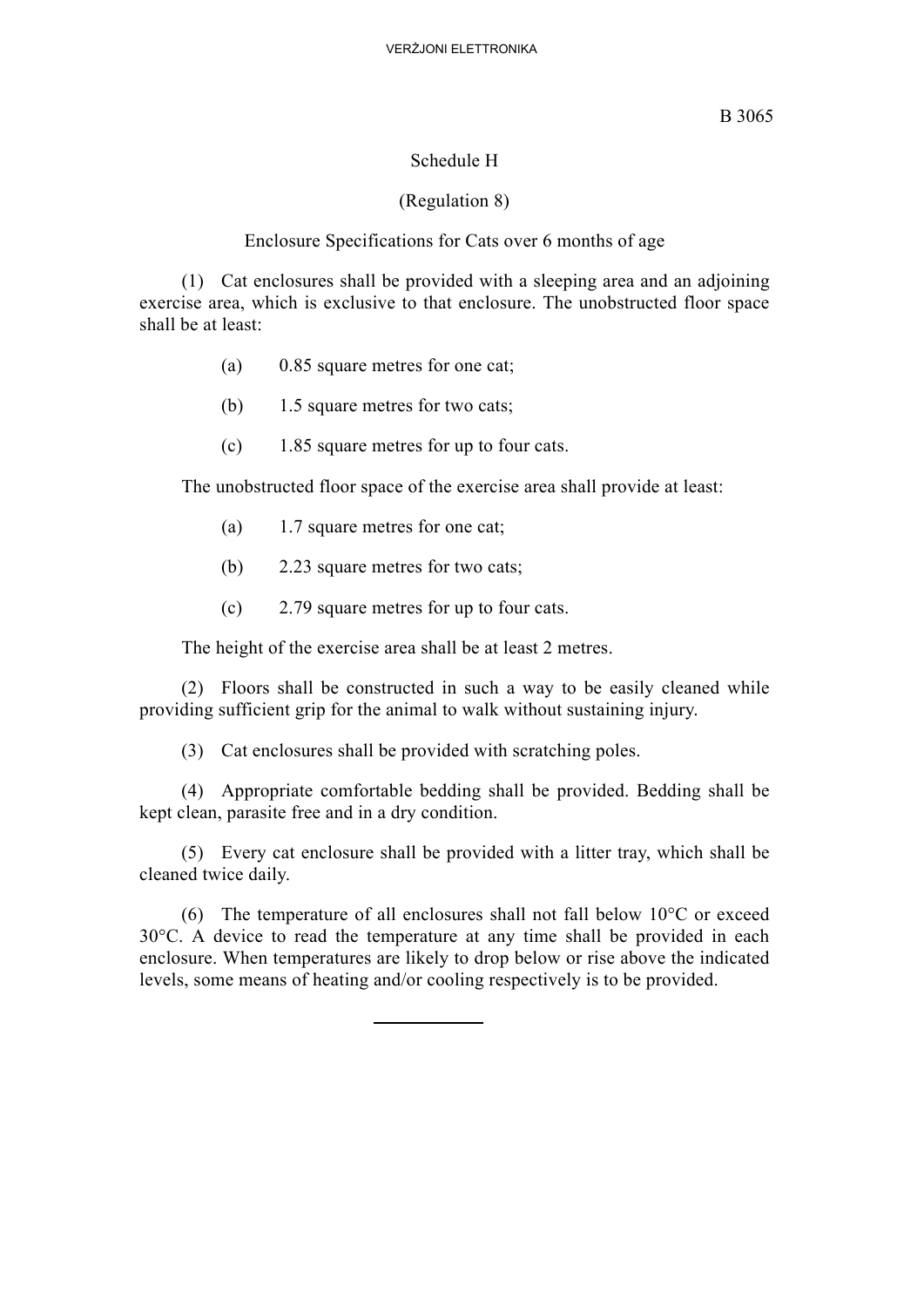## Schedule H

(Regulation 8)

Enclosure Specifications for Cats over 6 months of age

(1) Cat enclosures shall be provided with a sleeping area and an adjoining exercise area, which is exclusive to that enclosure. The unobstructed floor space shall be at least:

(a) 0.85 square metres for one cat;

(b) 1.5 square metres for two cats;

(c) 1.85 square metres for up to four cats.

The unobstructed floor space of the exercise area shall provide at least:

(a) 1.7 square metres for one cat;

(b) 2.23 square metres for two cats;

(c) 2.79 square metres for up to four cats.

The height of the exercise area shall be at least 2 metres.

(2) Floors shall be constructed in such a way to be easily cleaned while providing sufficient grip for the animal to walk without sustaining injury.

(3) Cat enclosures shall be provided with scratching poles.

(4) Appropriate comfortable bedding shall be provided. Bedding shall be kept clean, parasite free and in a dry condition.

(5) Every cat enclosure shall be provided with a litter tray, which shall be cleaned twice daily.

(6) The temperature of all enclosures shall not fall below 10°C or exceed 30°C. A device to read the temperature at any time shall be provided in each enclosure. When temperatures are likely to drop below or rise above the indicated levels, some means of heating and/or cooling respectively is to be provided.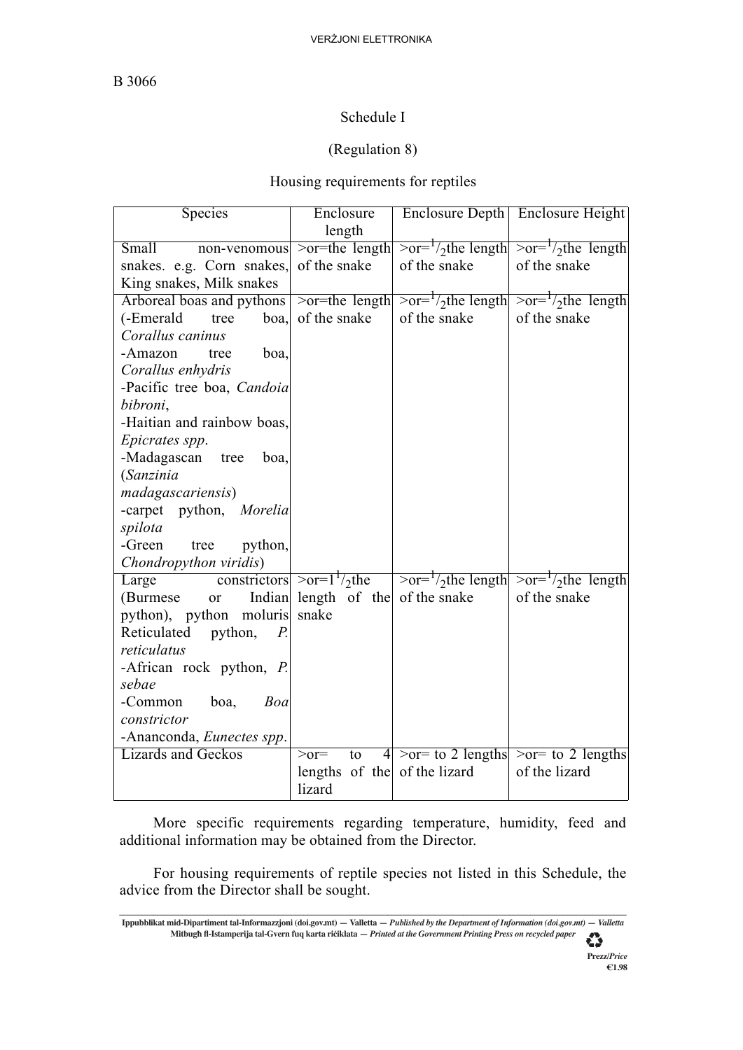B 3066

Schedule I

(Regulation 8)

Housing requirements for reptiles

| Species | Enclosure length | Enclosure Depth | Enclosure Height |
|---|---|---|---|
| Small non-venomous snakes. e.g. Corn snakes, King snakes, Milk snakes | >or=the length of the snake | >or=$^{1}/_{2}$the length of the snake | >or=$^{1}/_{2}$the length of the snake |
| Arboreal boas and pythons (-Emerald tree boa, *Corallus caninus* -Amazon tree boa, *Corallus enhydris* -Pacific tree boa, *Candoia bibroni*, -Haitian and rainbow boas, *Epicrates spp*. -Madagascan tree boa, (*Sanzinia madagascariensis*) -carpet python, *Morelia spilota* -Green tree python, *Chondropython viridis*) | >or=the length of the snake | >or=$^{1}/_{2}$the length of the snake | >or=$^{1}/_{2}$the length of the snake |
| Large constrictors (Burmese or Indian python), python moluris Reticulated python, *P. reticulatus* -African rock python, *P. sebae* -Common boa, *Boa constrictor* -Ananconda, *Eunectes spp*. | >or=$1^{1}/_{2}$the length of the snake | >or=$^{1}/_{2}$the length of the snake | >or=$^{1}/_{2}$the length of the snake |
| Lizards and Geckos | >or= to 4 lengths of the lizard | >or= to 2 lengths of the lizard | >or= to 2 lengths of the lizard |

More specific requirements regarding temperature, humidity, feed and additional information may be obtained from the Director.

For housing requirements of reptile species not listed in this Schedule, the advice from the Director shall be sought.

Ippubblikat mid-Dipartiment tal-Informazzjoni (doi.gov.mt) — Valletta — *Published by the Department of Information (doi.gov.mt) — Valletta*
Mitbugħ fl-Istamperija tal-Gvern fuq karta riċiklata — *Printed at the Government Printing Press on recycled paper*

Prezz/*Price* €1.98